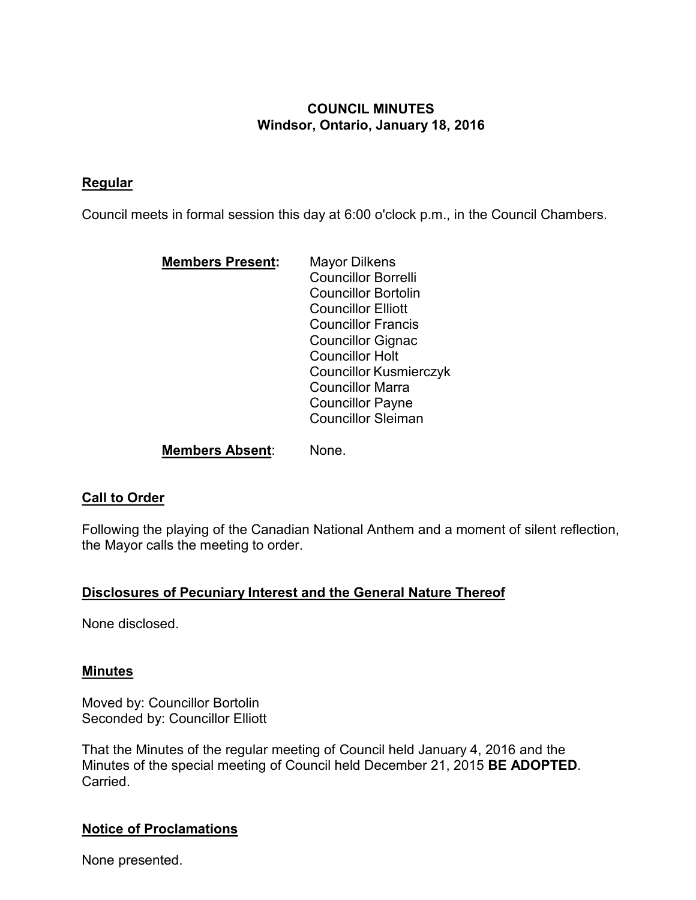# COUNCIL MINUTES
## Windsor, Ontario, January 18, 2016

## Regular

Council meets in formal session this day at 6:00 o'clock p.m., in the Council Chambers.

**Members Present:**

Mayor Dilkens
Councillor Borrelli
Councillor Bortolin
Councillor Elliott
Councillor Francis
Councillor Gignac
Councillor Holt
Councillor Kusmierczyk
Councillor Marra
Councillor Payne
Councillor Sleiman

**Members Absent**: None.

## Call to Order

Following the playing of the Canadian National Anthem and a moment of silent reflection, the Mayor calls the meeting to order.

## Disclosures of Pecuniary Interest and the General Nature Thereof

None disclosed.

## Minutes

Moved by: Councillor Bortolin
Seconded by: Councillor Elliott

That the Minutes of the regular meeting of Council held January 4, 2016 and the Minutes of the special meeting of Council held December 21, 2015 **BE ADOPTED**.
Carried.

## Notice of Proclamations

None presented.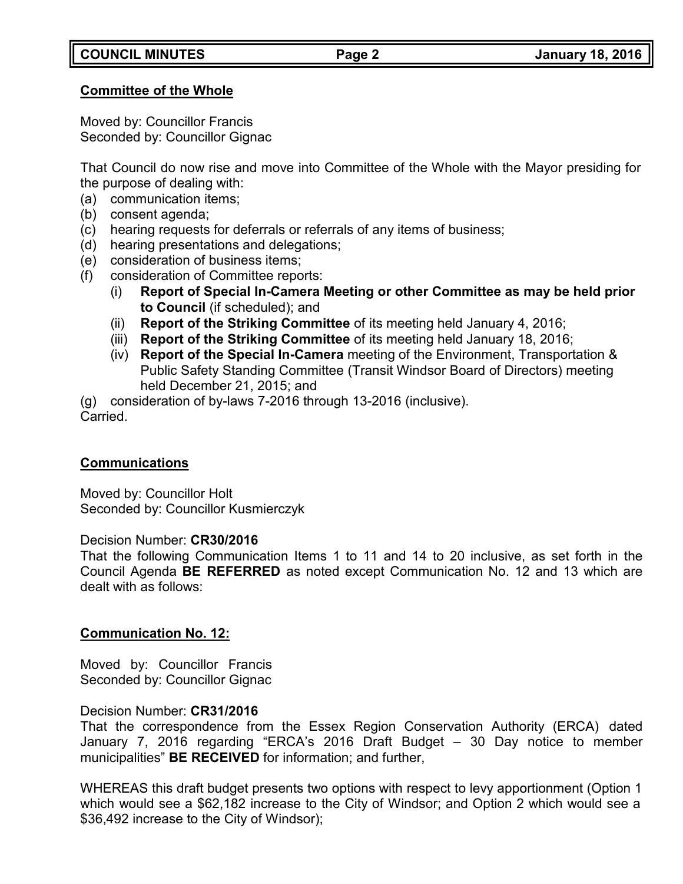**Committee of the Whole**

Moved by: Councillor Francis
Seconded by: Councillor Gignac

That Council do now rise and move into Committee of the Whole with the Mayor presiding for the purpose of dealing with:

(a) communication items;
(b) consent agenda;
(c) hearing requests for deferrals or referrals of any items of business;
(d) hearing presentations and delegations;
(e) consideration of business items;
(f) consideration of Committee reports:
    (i) **Report of Special In-Camera Meeting or other Committee as may be held prior to Council** (if scheduled); and
    (ii) **Report of the Striking Committee** of its meeting held January 4, 2016;
    (iii) **Report of the Striking Committee** of its meeting held January 18, 2016;
    (iv) **Report of the Special In-Camera** meeting of the Environment, Transportation & Public Safety Standing Committee (Transit Windsor Board of Directors) meeting held December 21, 2015; and
(g) consideration of by-laws 7-2016 through 13-2016 (inclusive).

Carried.

**Communications**

Moved by: Councillor Holt
Seconded by: Councillor Kusmierczyk

Decision Number: **CR30/2016**
That the following Communication Items 1 to 11 and 14 to 20 inclusive, as set forth in the Council Agenda **BE REFERRED** as noted except Communication No. 12 and 13 which are dealt with as follows:

**Communication No. 12:**

Moved by: Councillor Francis
Seconded by: Councillor Gignac

Decision Number: **CR31/2016**
That the correspondence from the Essex Region Conservation Authority (ERCA) dated January 7, 2016 regarding "ERCA's 2016 Draft Budget – 30 Day notice to member municipalities" **BE RECEIVED** for information; and further,

WHEREAS this draft budget presents two options with respect to levy apportionment (Option 1 which would see a $62,182 increase to the City of Windsor; and Option 2 which would see a $36,492 increase to the City of Windsor);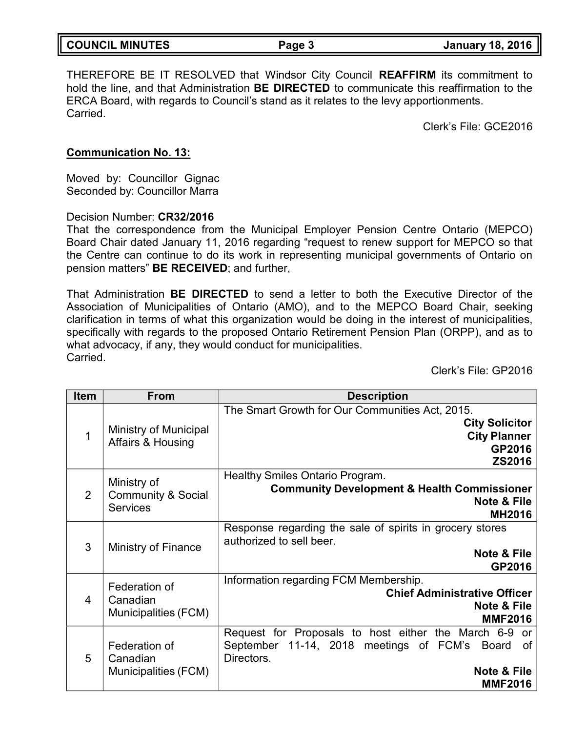THEREFORE BE IT RESOLVED that Windsor City Council **REAFFIRM** its commitment to hold the line, and that Administration **BE DIRECTED** to communicate this reaffirmation to the ERCA Board, with regards to Council's stand as it relates to the levy apportionments.
Carried.

Clerk's File: GCE2016

**Communication No. 13:**

Moved by: Councillor Gignac
Seconded by: Councillor Marra

Decision Number: **CR32/2016**
That the correspondence from the Municipal Employer Pension Centre Ontario (MEPCO) Board Chair dated January 11, 2016 regarding "request to renew support for MEPCO so that the Centre can continue to do its work in representing municipal governments of Ontario on pension matters" **BE RECEIVED**; and further,

That Administration **BE DIRECTED** to send a letter to both the Executive Director of the Association of Municipalities of Ontario (AMO), and to the MEPCO Board Chair, seeking clarification in terms of what this organization would be doing in the interest of municipalities, specifically with regards to the proposed Ontario Retirement Pension Plan (ORPP), and as to what advocacy, if any, they would conduct for municipalities.
Carried.

Clerk's File: GP2016

| Item | From | Description |
|---|---|---|
| 1 | Ministry of Municipal Affairs & Housing | The Smart Growth for Our Communities Act, 2015. **City Solicitor** **City Planner** **GP2016** **ZS2016** |
| 2 | Ministry of Community & Social Services | Healthy Smiles Ontario Program. **Community Development & Health Commissioner** **Note & File** **MH2016** |
| 3 | Ministry of Finance | Response regarding the sale of spirits in grocery stores authorized to sell beer. **Note & File** **GP2016** |
| 4 | Federation of Canadian Municipalities (FCM) | Information regarding FCM Membership. **Chief Administrative Officer** **Note & File** **MMF2016** |
| 5 | Federation of Canadian Municipalities (FCM) | Request for Proposals to host either the March 6-9 or September 11-14, 2018 meetings of FCM's Board of Directors. **Note & File** **MMF2016** |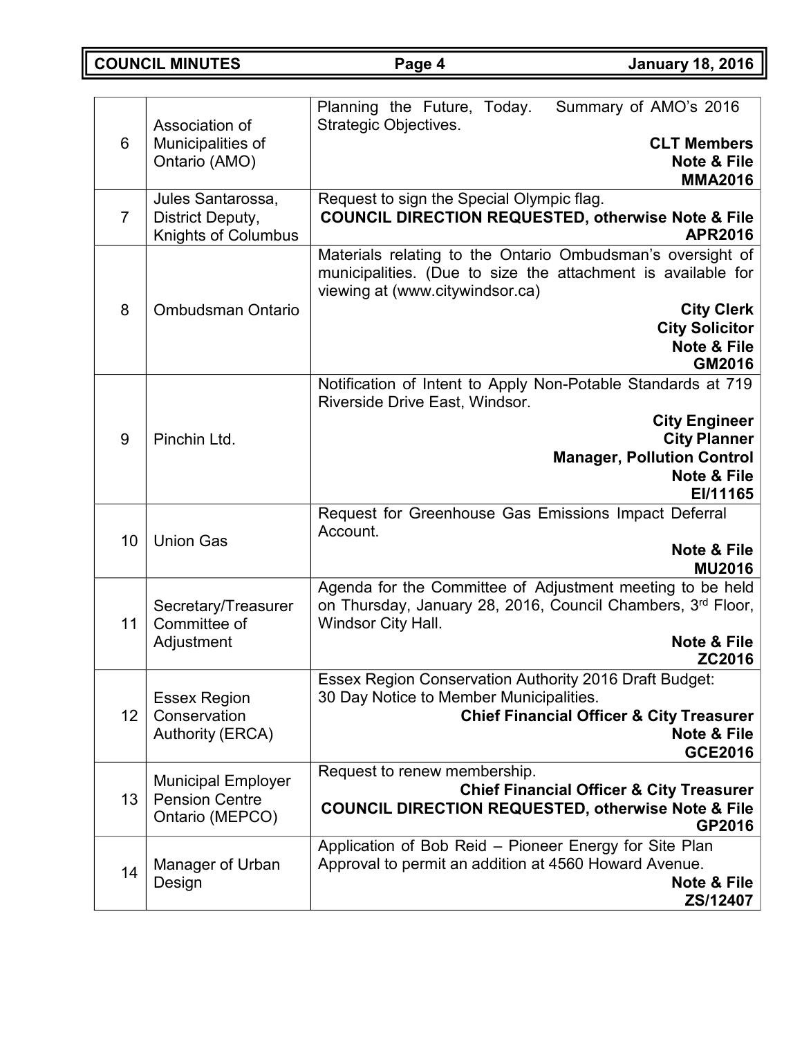| | | |
|---|---|---|
| 6 | Association of Municipalities of Ontario (AMO) | Planning the Future, Today. Summary of AMO's 2016 Strategic Objectives.<br>**CLT Members**<br>**Note & File**<br>**MMA2016** |
| 7 | Jules Santarossa, District Deputy, Knights of Columbus | Request to sign the Special Olympic flag.<br>**COUNCIL DIRECTION REQUESTED, otherwise Note & File**<br>**APR2016** |
| 8 | Ombudsman Ontario | Materials relating to the Ontario Ombudsman's oversight of municipalities. (Due to size the attachment is available for viewing at (www.citywindsor.ca)<br>**City Clerk**<br>**City Solicitor**<br>**Note & File**<br>**GM2016** |
| 9 | Pinchin Ltd. | Notification of Intent to Apply Non-Potable Standards at 719 Riverside Drive East, Windsor.<br>**City Engineer**<br>**City Planner**<br>**Manager, Pollution Control**<br>**Note & File**<br>**EI/11165** |
| 10 | Union Gas | Request for Greenhouse Gas Emissions Impact Deferral Account.<br>**Note & File**<br>**MU2016** |
| 11 | Secretary/Treasurer Committee of Adjustment | Agenda for the Committee of Adjustment meeting to be held on Thursday, January 28, 2016, Council Chambers, 3rd Floor, Windsor City Hall.<br>**Note & File**<br>**ZC2016** |
| 12 | Essex Region Conservation Authority (ERCA) | Essex Region Conservation Authority 2016 Draft Budget: 30 Day Notice to Member Municipalities.<br>**Chief Financial Officer & City Treasurer**<br>**Note & File**<br>**GCE2016** |
| 13 | Municipal Employer Pension Centre Ontario (MEPCO) | Request to renew membership.<br>**Chief Financial Officer & City Treasurer**<br>**COUNCIL DIRECTION REQUESTED, otherwise Note & File**<br>**GP2016** |
| 14 | Manager of Urban Design | Application of Bob Reid – Pioneer Energy for Site Plan Approval to permit an addition at 4560 Howard Avenue.<br>**Note & File**<br>**ZS/12407** |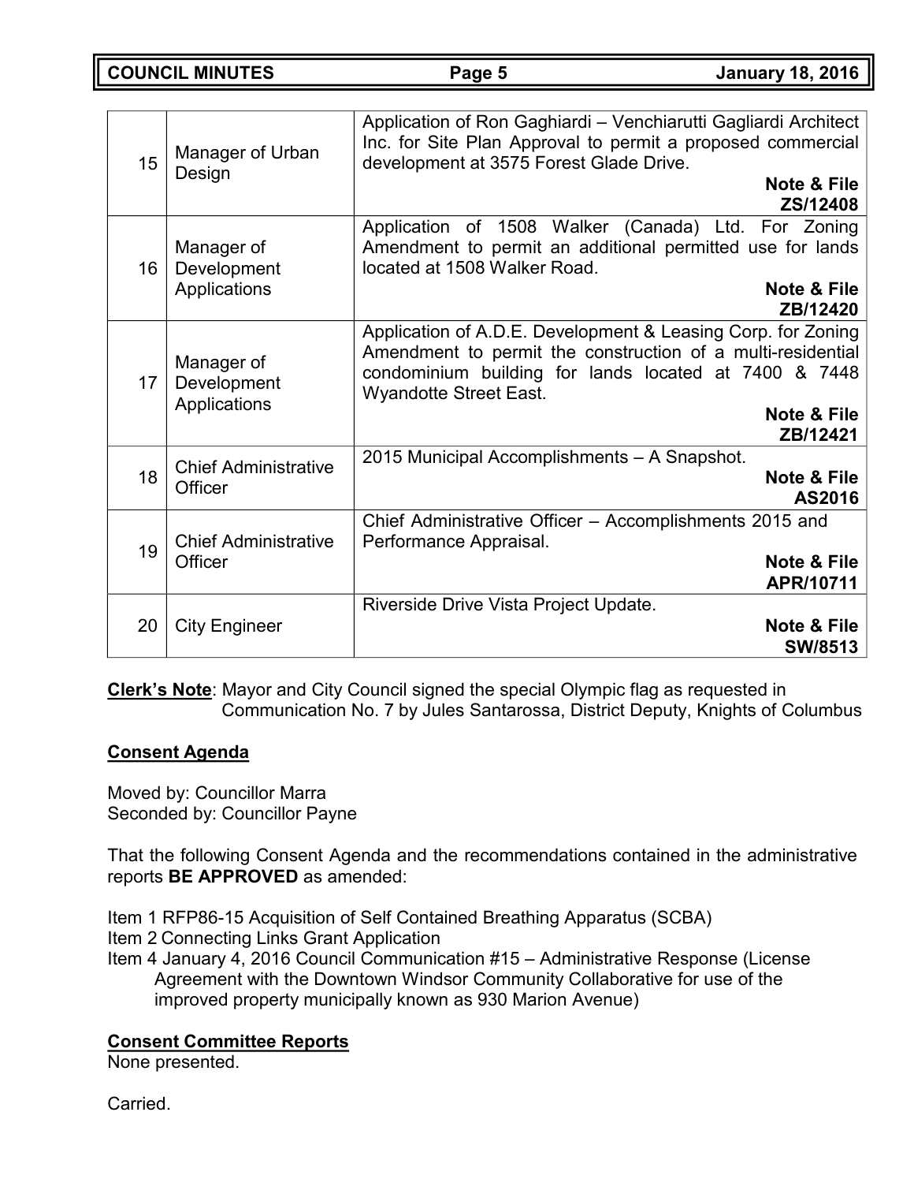| | | |
|---|---|---|
| 15 | Manager of Urban Design | Application of Ron Gaghiardi – Venchiarutti Gagliardi Architect Inc. for Site Plan Approval to permit a proposed commercial development at 3575 Forest Glade Drive. **Note & File ZS/12408** |
| 16 | Manager of Development Applications | Application of 1508 Walker (Canada) Ltd. For Zoning Amendment to permit an additional permitted use for lands located at 1508 Walker Road. **Note & File ZB/12420** |
| 17 | Manager of Development Applications | Application of A.D.E. Development & Leasing Corp. for Zoning Amendment to permit the construction of a multi-residential condominium building for lands located at 7400 & 7448 Wyandotte Street East. **Note & File ZB/12421** |
| 18 | Chief Administrative Officer | 2015 Municipal Accomplishments – A Snapshot. **Note & File AS2016** |
| 19 | Chief Administrative Officer | Chief Administrative Officer – Accomplishments 2015 and Performance Appraisal. **Note & File APR/10711** |
| 20 | City Engineer | Riverside Drive Vista Project Update. **Note & File SW/8513** |

**Clerk's Note**: Mayor and City Council signed the special Olympic flag as requested in Communication No. 7 by Jules Santarossa, District Deputy, Knights of Columbus

**Consent Agenda**

Moved by: Councillor Marra
Seconded by: Councillor Payne

That the following Consent Agenda and the recommendations contained in the administrative reports **BE APPROVED** as amended:

Item 1 RFP86-15 Acquisition of Self Contained Breathing Apparatus (SCBA)
Item 2 Connecting Links Grant Application
Item 4 January 4, 2016 Council Communication #15 – Administrative Response (License Agreement with the Downtown Windsor Community Collaborative for use of the improved property municipally known as 930 Marion Avenue)

**Consent Committee Reports**
None presented.

Carried.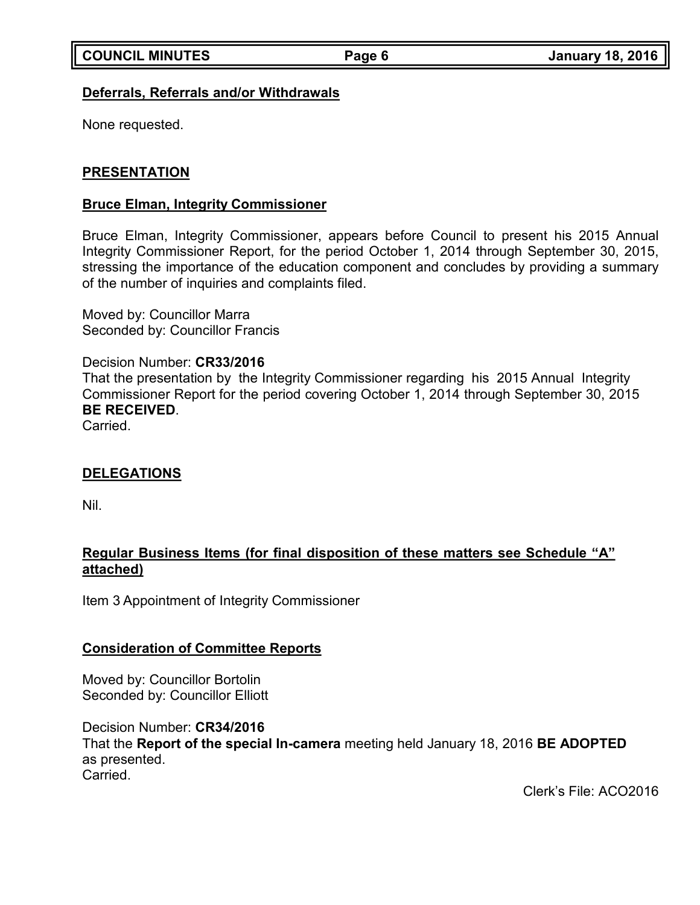**Deferrals, Referrals and/or Withdrawals**

None requested.

## PRESENTATION

**Bruce Elman, Integrity Commissioner**

Bruce Elman, Integrity Commissioner, appears before Council to present his 2015 Annual Integrity Commissioner Report, for the period October 1, 2014 through September 30, 2015, stressing the importance of the education component and concludes by providing a summary of the number of inquiries and complaints filed.

Moved by: Councillor Marra
Seconded by: Councillor Francis

Decision Number: **CR33/2016**
That the presentation by the Integrity Commissioner regarding his 2015 Annual Integrity Commissioner Report for the period covering October 1, 2014 through September 30, 2015 **BE RECEIVED**.
Carried.

## DELEGATIONS

Nil.

**Regular Business Items (for final disposition of these matters see Schedule "A" attached)**

Item 3 Appointment of Integrity Commissioner

**Consideration of Committee Reports**

Moved by: Councillor Bortolin
Seconded by: Councillor Elliott

Decision Number: **CR34/2016**
That the **Report of the special In-camera** meeting held January 18, 2016 **BE ADOPTED** as presented.
Carried.

Clerk's File: ACO2016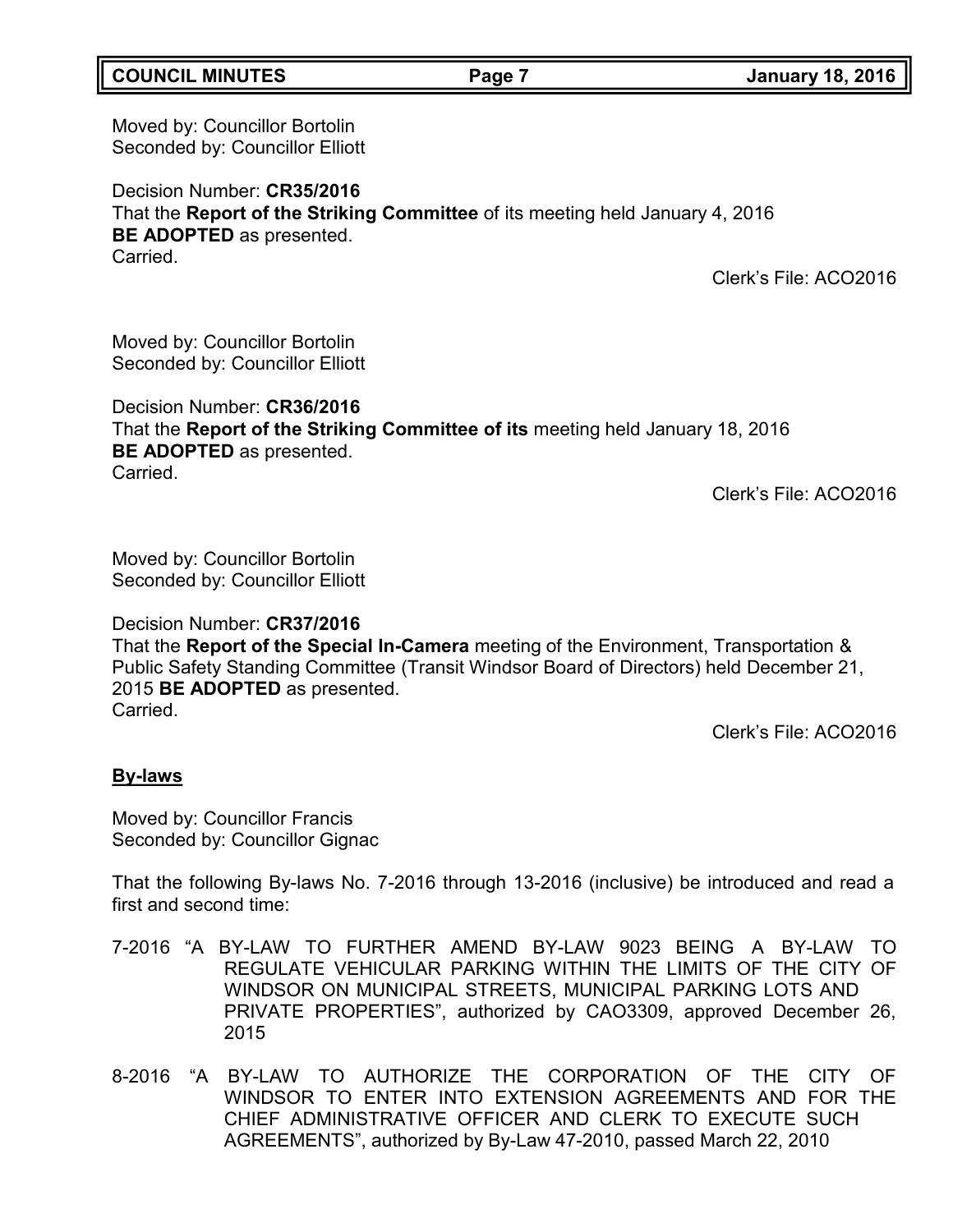Moved by: Councillor Bortolin
Seconded by: Councillor Elliott

Decision Number: **CR35/2016**
That the **Report of the Striking Committee** of its meeting held January 4, 2016
**BE ADOPTED** as presented.
Carried.

Clerk's File: ACO2016

Moved by: Councillor Bortolin
Seconded by: Councillor Elliott

Decision Number: **CR36/2016**
That the **Report of the Striking Committee of its** meeting held January 18, 2016
**BE ADOPTED** as presented.
Carried.

Clerk's File: ACO2016

Moved by: Councillor Bortolin
Seconded by: Councillor Elliott

Decision Number: **CR37/2016**
That the **Report of the Special In-Camera** meeting of the Environment, Transportation & Public Safety Standing Committee (Transit Windsor Board of Directors) held December 21, 2015 **BE ADOPTED** as presented.
Carried.

Clerk's File: ACO2016

## **By-laws**

Moved by: Councillor Francis
Seconded by: Councillor Gignac

That the following By-laws No. 7-2016 through 13-2016 (inclusive) be introduced and read a first and second time:

7-2016 "A BY-LAW TO FURTHER AMEND BY-LAW 9023 BEING A BY-LAW TO REGULATE VEHICULAR PARKING WITHIN THE LIMITS OF THE CITY OF WINDSOR ON MUNICIPAL STREETS, MUNICIPAL PARKING LOTS AND PRIVATE PROPERTIES", authorized by CAO3309, approved December 26, 2015

8-2016 "A BY-LAW TO AUTHORIZE THE CORPORATION OF THE CITY OF WINDSOR TO ENTER INTO EXTENSION AGREEMENTS AND FOR THE CHIEF ADMINISTRATIVE OFFICER AND CLERK TO EXECUTE SUCH AGREEMENTS", authorized by By-Law 47-2010, passed March 22, 2010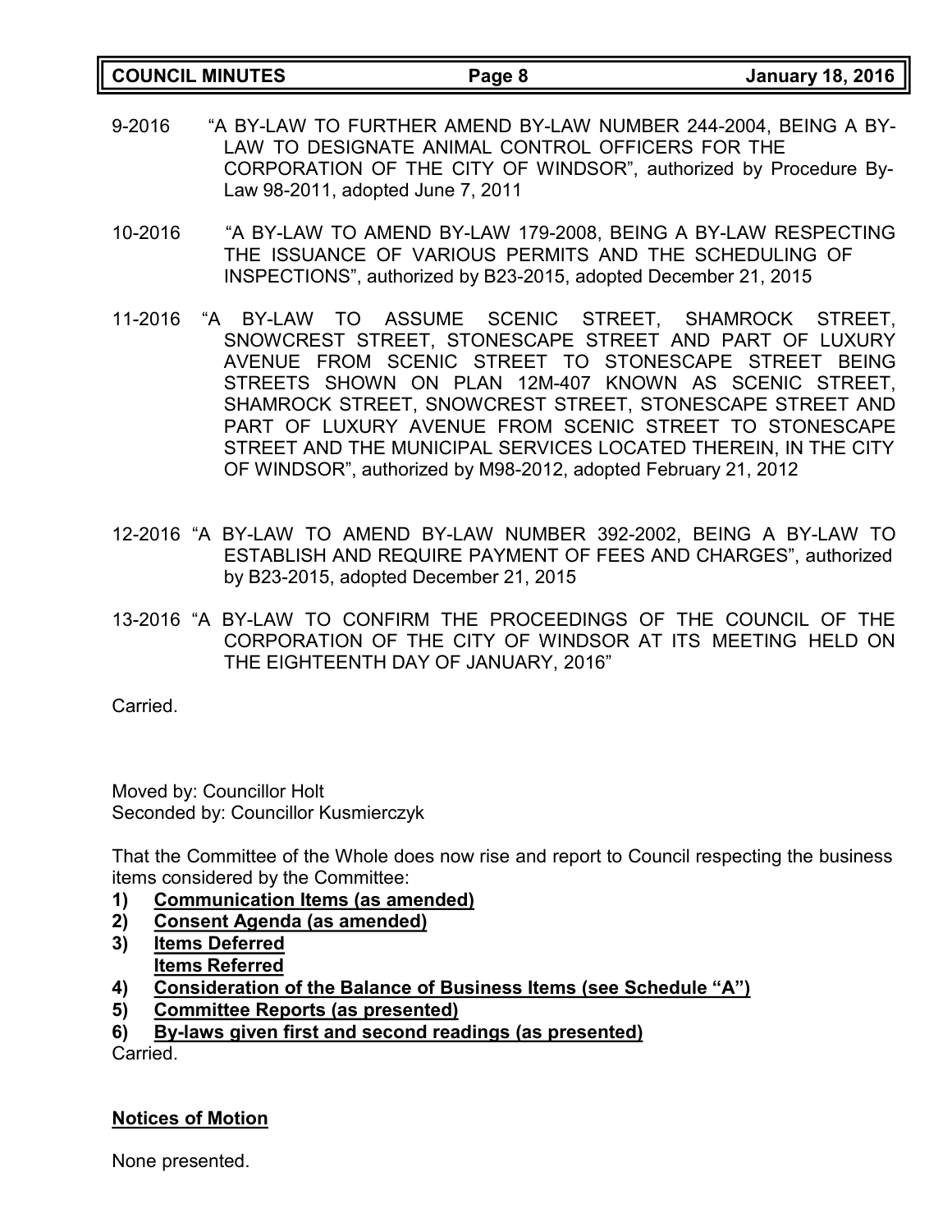9-2016 "A BY-LAW TO FURTHER AMEND BY-LAW NUMBER 244-2004, BEING A BY-LAW TO DESIGNATE ANIMAL CONTROL OFFICERS FOR THE CORPORATION OF THE CITY OF WINDSOR", authorized by Procedure By-Law 98-2011, adopted June 7, 2011

10-2016 "A BY-LAW TO AMEND BY-LAW 179-2008, BEING A BY-LAW RESPECTING THE ISSUANCE OF VARIOUS PERMITS AND THE SCHEDULING OF INSPECTIONS", authorized by B23-2015, adopted December 21, 2015

11-2016 "A BY-LAW TO ASSUME SCENIC STREET, SHAMROCK STREET, SNOWCREST STREET, STONESCAPE STREET AND PART OF LUXURY AVENUE FROM SCENIC STREET TO STONESCAPE STREET BEING STREETS SHOWN ON PLAN 12M-407 KNOWN AS SCENIC STREET, SHAMROCK STREET, SNOWCREST STREET, STONESCAPE STREET AND PART OF LUXURY AVENUE FROM SCENIC STREET TO STONESCAPE STREET AND THE MUNICIPAL SERVICES LOCATED THEREIN, IN THE CITY OF WINDSOR", authorized by M98-2012, adopted February 21, 2012

12-2016 "A BY-LAW TO AMEND BY-LAW NUMBER 392-2002, BEING A BY-LAW TO ESTABLISH AND REQUIRE PAYMENT OF FEES AND CHARGES", authorized by B23-2015, adopted December 21, 2015

13-2016 "A BY-LAW TO CONFIRM THE PROCEEDINGS OF THE COUNCIL OF THE CORPORATION OF THE CITY OF WINDSOR AT ITS MEETING HELD ON THE EIGHTEENTH DAY OF JANUARY, 2016"

Carried.

Moved by: Councillor Holt
Seconded by: Councillor Kusmierczyk

That the Committee of the Whole does now rise and report to Council respecting the business items considered by the Committee:

1) **Communication Items (as amended)**
2) **Consent Agenda (as amended)**
3) **Items Deferred**
   **Items Referred**
4) **Consideration of the Balance of Business Items (see Schedule "A")**
5) **Committee Reports (as presented)**
6) **By-laws given first and second readings (as presented)**

Carried.

## Notices of Motion

None presented.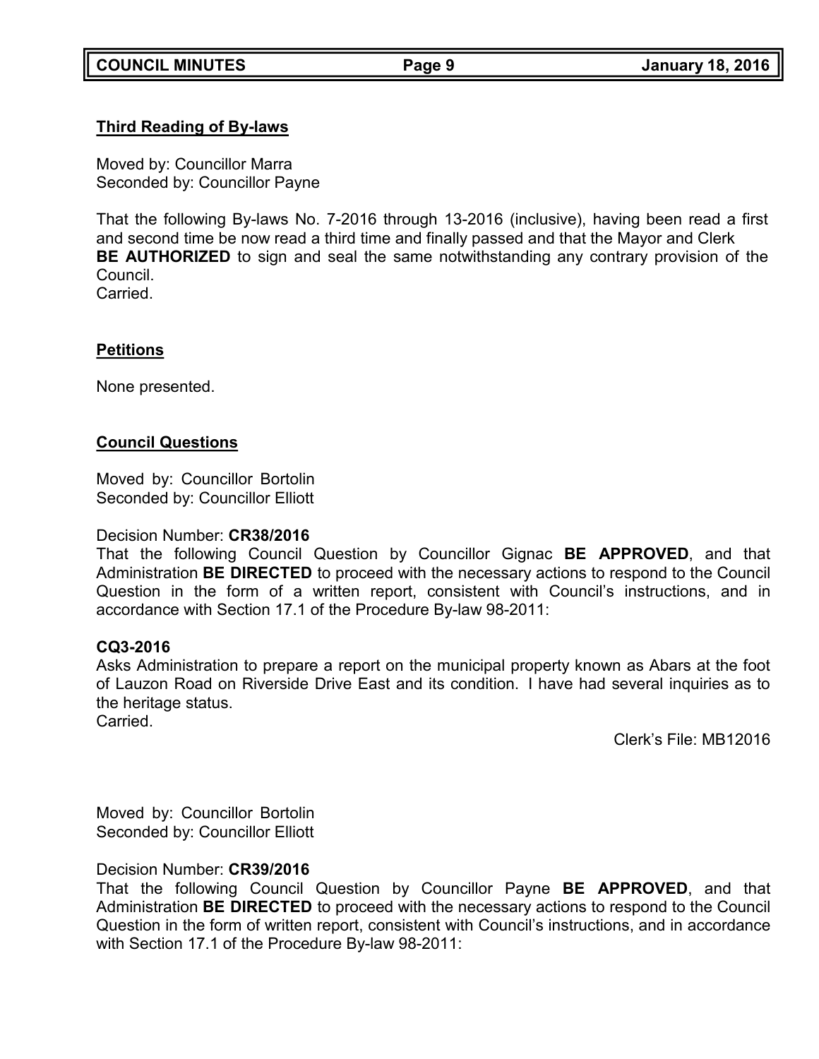**Third Reading of By-laws**

Moved by: Councillor Marra
Seconded by: Councillor Payne

That the following By-laws No. 7-2016 through 13-2016 (inclusive), having been read a first and second time be now read a third time and finally passed and that the Mayor and Clerk **BE AUTHORIZED** to sign and seal the same notwithstanding any contrary provision of the Council.
Carried.

**Petitions**

None presented.

**Council Questions**

Moved by: Councillor Bortolin
Seconded by: Councillor Elliott

Decision Number: **CR38/2016**
That the following Council Question by Councillor Gignac **BE APPROVED**, and that Administration **BE DIRECTED** to proceed with the necessary actions to respond to the Council Question in the form of a written report, consistent with Council's instructions, and in accordance with Section 17.1 of the Procedure By-law 98-2011:

**CQ3-2016**
Asks Administration to prepare a report on the municipal property known as Abars at the foot of Lauzon Road on Riverside Drive East and its condition. I have had several inquiries as to the heritage status.
Carried.

Clerk's File: MB12016

Moved by: Councillor Bortolin
Seconded by: Councillor Elliott

Decision Number: **CR39/2016**
That the following Council Question by Councillor Payne **BE APPROVED**, and that Administration **BE DIRECTED** to proceed with the necessary actions to respond to the Council Question in the form of written report, consistent with Council's instructions, and in accordance with Section 17.1 of the Procedure By-law 98-2011: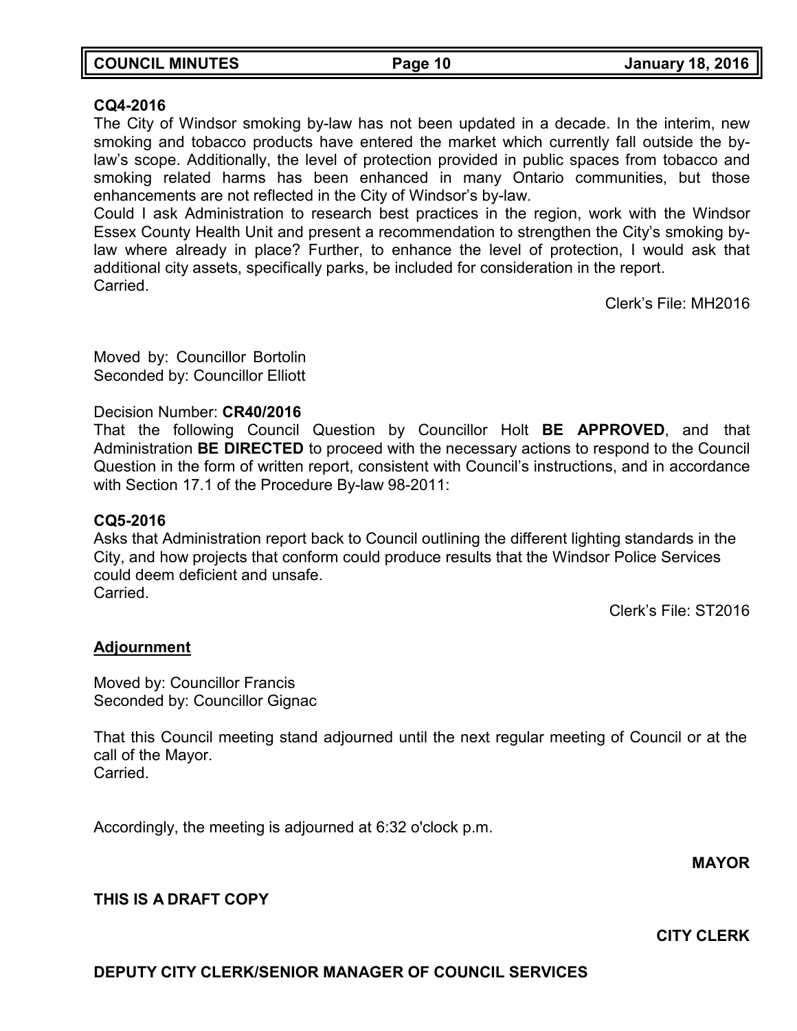**CQ4-2016**

The City of Windsor smoking by-law has not been updated in a decade. In the interim, new smoking and tobacco products have entered the market which currently fall outside the by-law's scope. Additionally, the level of protection provided in public spaces from tobacco and smoking related harms has been enhanced in many Ontario communities, but those enhancements are not reflected in the City of Windsor's by-law.

Could I ask Administration to research best practices in the region, work with the Windsor Essex County Health Unit and present a recommendation to strengthen the City's smoking by-law where already in place? Further, to enhance the level of protection, I would ask that additional city assets, specifically parks, be included for consideration in the report.

Carried.

Clerk's File: MH2016

Moved by: Councillor Bortolin
Seconded by: Councillor Elliott

Decision Number: **CR40/2016**

That the following Council Question by Councillor Holt **BE APPROVED**, and that Administration **BE DIRECTED** to proceed with the necessary actions to respond to the Council Question in the form of written report, consistent with Council's instructions, and in accordance with Section 17.1 of the Procedure By-law 98-2011:

**CQ5-2016**

Asks that Administration report back to Council outlining the different lighting standards in the City, and how projects that conform could produce results that the Windsor Police Services could deem deficient and unsafe.

Carried.

Clerk's File: ST2016

**Adjournment**

Moved by: Councillor Francis
Seconded by: Councillor Gignac

That this Council meeting stand adjourned until the next regular meeting of Council or at the call of the Mayor.

Carried.

Accordingly, the meeting is adjourned at 6:32 o'clock p.m.

**MAYOR**

**THIS IS A DRAFT COPY**

**CITY CLERK**

**DEPUTY CITY CLERK/SENIOR MANAGER OF COUNCIL SERVICES**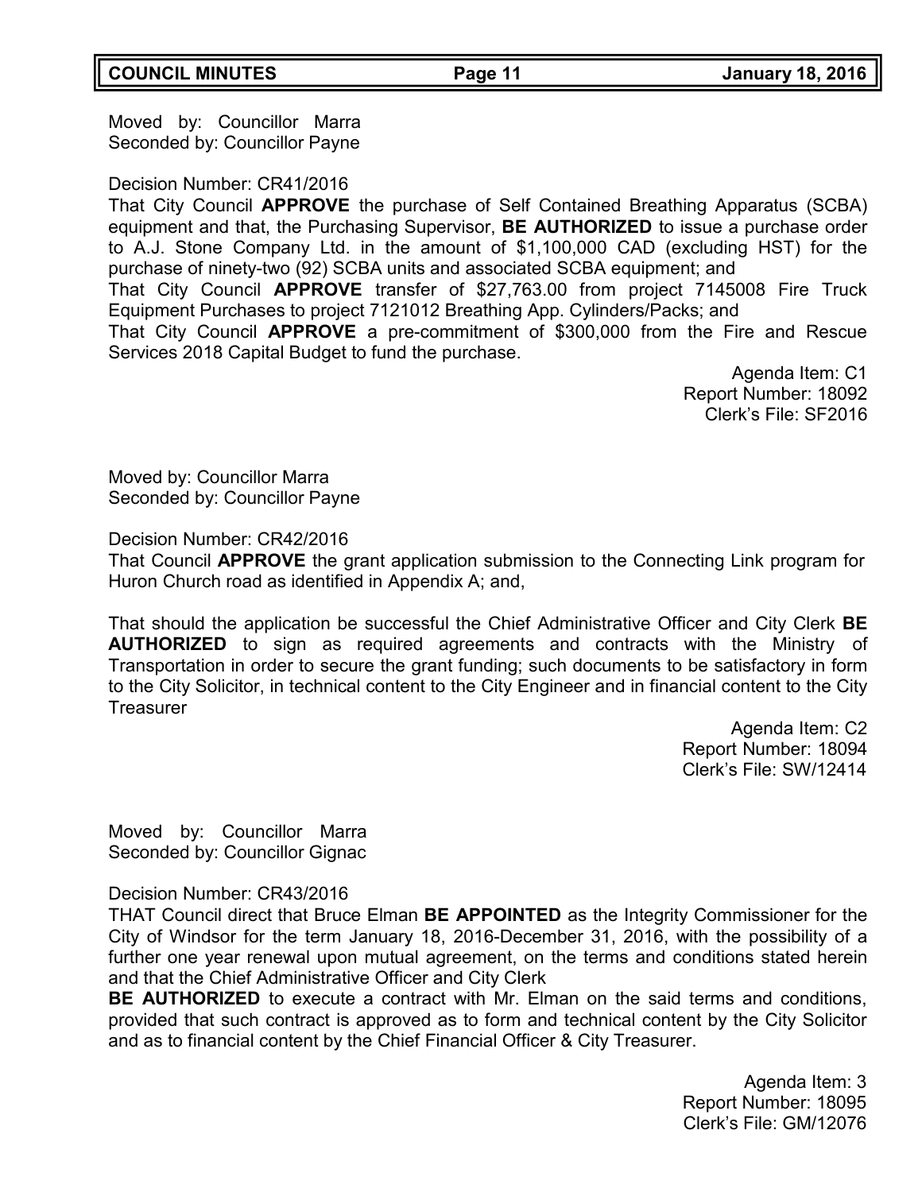Moved by: Councillor Marra
Seconded by: Councillor Payne

Decision Number: CR41/2016
That City Council **APPROVE** the purchase of Self Contained Breathing Apparatus (SCBA) equipment and that, the Purchasing Supervisor, **BE AUTHORIZED** to issue a purchase order to A.J. Stone Company Ltd. in the amount of $1,100,000 CAD (excluding HST) for the purchase of ninety-two (92) SCBA units and associated SCBA equipment; and
That City Council **APPROVE** transfer of $27,763.00 from project 7145008 Fire Truck Equipment Purchases to project 7121012 Breathing App. Cylinders/Packs; and
That City Council **APPROVE** a pre-commitment of $300,000 from the Fire and Rescue Services 2018 Capital Budget to fund the purchase.

Agenda Item: C1
Report Number: 18092
Clerk's File: SF2016

Moved by: Councillor Marra
Seconded by: Councillor Payne

Decision Number: CR42/2016
That Council **APPROVE** the grant application submission to the Connecting Link program for Huron Church road as identified in Appendix A; and,

That should the application be successful the Chief Administrative Officer and City Clerk **BE AUTHORIZED** to sign as required agreements and contracts with the Ministry of Transportation in order to secure the grant funding; such documents to be satisfactory in form to the City Solicitor, in technical content to the City Engineer and in financial content to the City Treasurer

Agenda Item: C2
Report Number: 18094
Clerk's File: SW/12414

Moved by: Councillor Marra
Seconded by: Councillor Gignac

Decision Number: CR43/2016
THAT Council direct that Bruce Elman **BE APPOINTED** as the Integrity Commissioner for the City of Windsor for the term January 18, 2016-December 31, 2016, with the possibility of a further one year renewal upon mutual agreement, on the terms and conditions stated herein and that the Chief Administrative Officer and City Clerk
**BE AUTHORIZED** to execute a contract with Mr. Elman on the said terms and conditions, provided that such contract is approved as to form and technical content by the City Solicitor and as to financial content by the Chief Financial Officer & City Treasurer.

Agenda Item: 3
Report Number: 18095
Clerk's File: GM/12076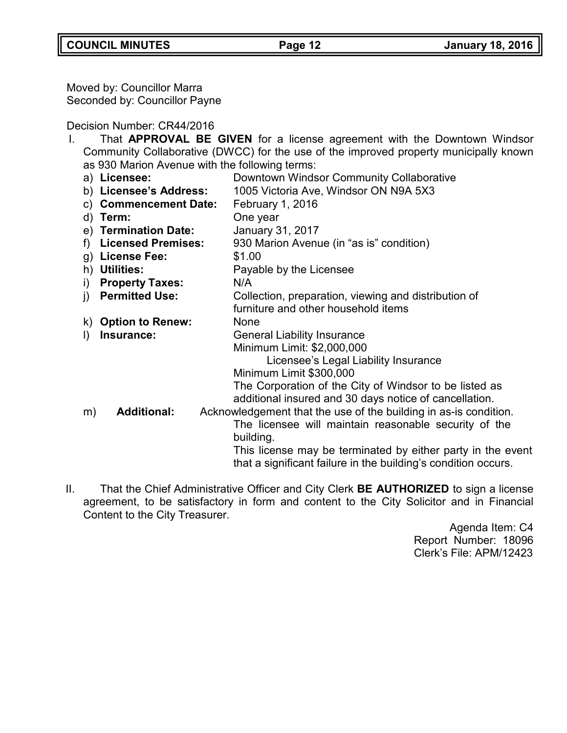Moved by: Councillor Marra
Seconded by: Councillor Payne

Decision Number: CR44/2016

I. That **APPROVAL BE GIVEN** for a license agreement with the Downtown Windsor Community Collaborative (DWCC) for the use of the improved property municipally known as 930 Marion Avenue with the following terms:

a) **Licensee:** Downtown Windsor Community Collaborative
b) **Licensee's Address:** 1005 Victoria Ave, Windsor ON N9A 5X3
c) **Commencement Date:** February 1, 2016
d) **Term:** One year
e) **Termination Date:** January 31, 2017
f) **Licensed Premises:** 930 Marion Avenue (in "as is" condition)
g) **License Fee:** $1.00
h) **Utilities:** Payable by the Licensee
i) **Property Taxes:** N/A
j) **Permitted Use:** Collection, preparation, viewing and distribution of furniture and other household items
k) **Option to Renew:** None
l) **Insurance:** General Liability Insurance
Minimum Limit: $2,000,000
Licensee's Legal Liability Insurance
Minimum Limit $300,000
The Corporation of the City of Windsor to be listed as additional insured and 30 days notice of cancellation.
m) **Additional:** Acknowledgement that the use of the building in as-is condition.
The licensee will maintain reasonable security of the building.
This license may be terminated by either party in the event that a significant failure in the building's condition occurs.

II. That the Chief Administrative Officer and City Clerk **BE AUTHORIZED** to sign a license agreement, to be satisfactory in form and content to the City Solicitor and in Financial Content to the City Treasurer.

Agenda Item: C4
Report Number: 18096
Clerk's File: APM/12423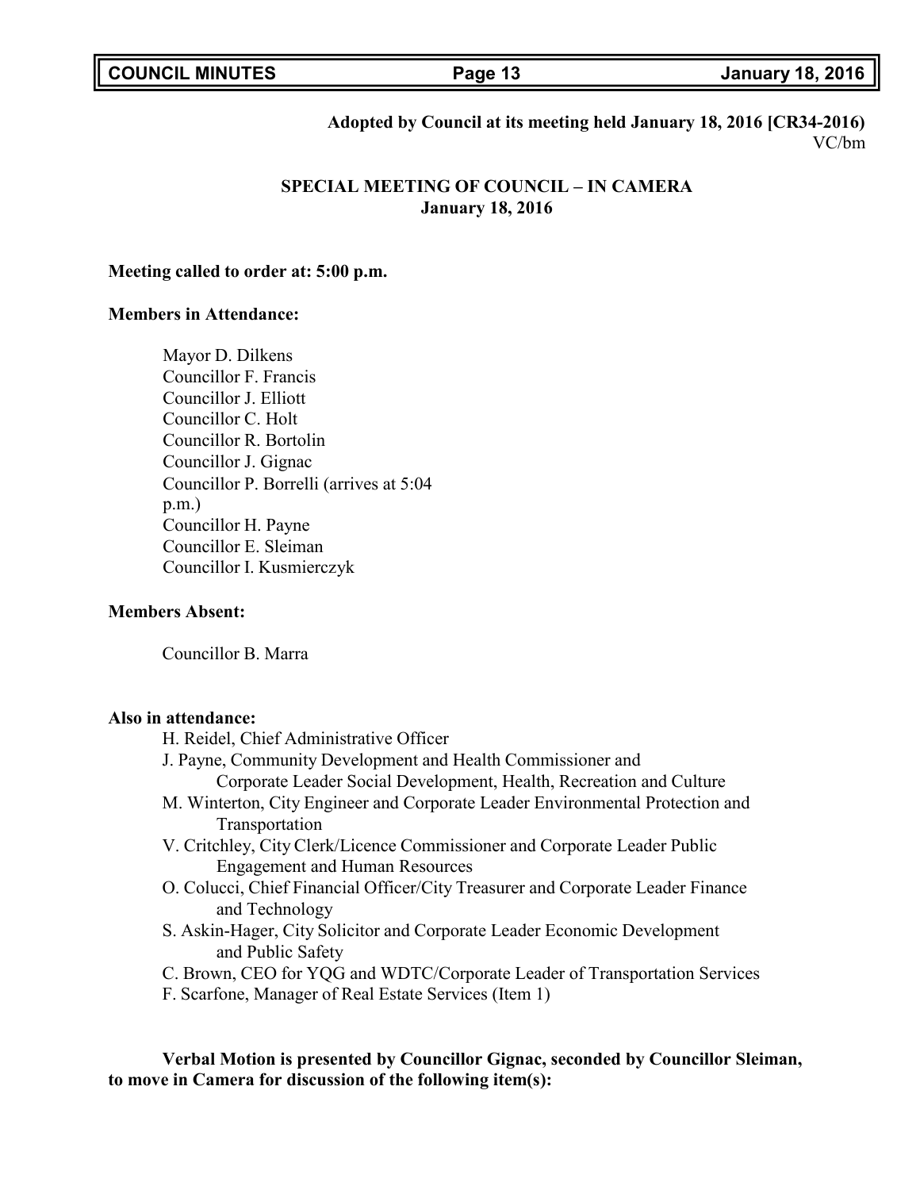**Adopted by Council at its meeting held January 18, 2016 [CR34-2016)**
VC/bm

## SPECIAL MEETING OF COUNCIL – IN CAMERA
**January 18, 2016**

**Meeting called to order at: 5:00 p.m.**

**Members in Attendance:**

Mayor D. Dilkens
Councillor F. Francis
Councillor J. Elliott
Councillor C. Holt
Councillor R. Bortolin
Councillor J. Gignac
Councillor P. Borrelli (arrives at 5:04 p.m.)
Councillor H. Payne
Councillor E. Sleiman
Councillor I. Kusmierczyk

**Members Absent:**

Councillor B. Marra

**Also in attendance:**

H. Reidel, Chief Administrative Officer
J. Payne, Community Development and Health Commissioner and Corporate Leader Social Development, Health, Recreation and Culture
M. Winterton, City Engineer and Corporate Leader Environmental Protection and Transportation
V. Critchley, City Clerk/Licence Commissioner and Corporate Leader Public Engagement and Human Resources
O. Colucci, Chief Financial Officer/City Treasurer and Corporate Leader Finance and Technology
S. Askin-Hager, City Solicitor and Corporate Leader Economic Development and Public Safety
C. Brown, CEO for YQG and WDTC/Corporate Leader of Transportation Services
F. Scarfone, Manager of Real Estate Services (Item 1)

**Verbal Motion is presented by Councillor Gignac, seconded by Councillor Sleiman, to move in Camera for discussion of the following item(s):**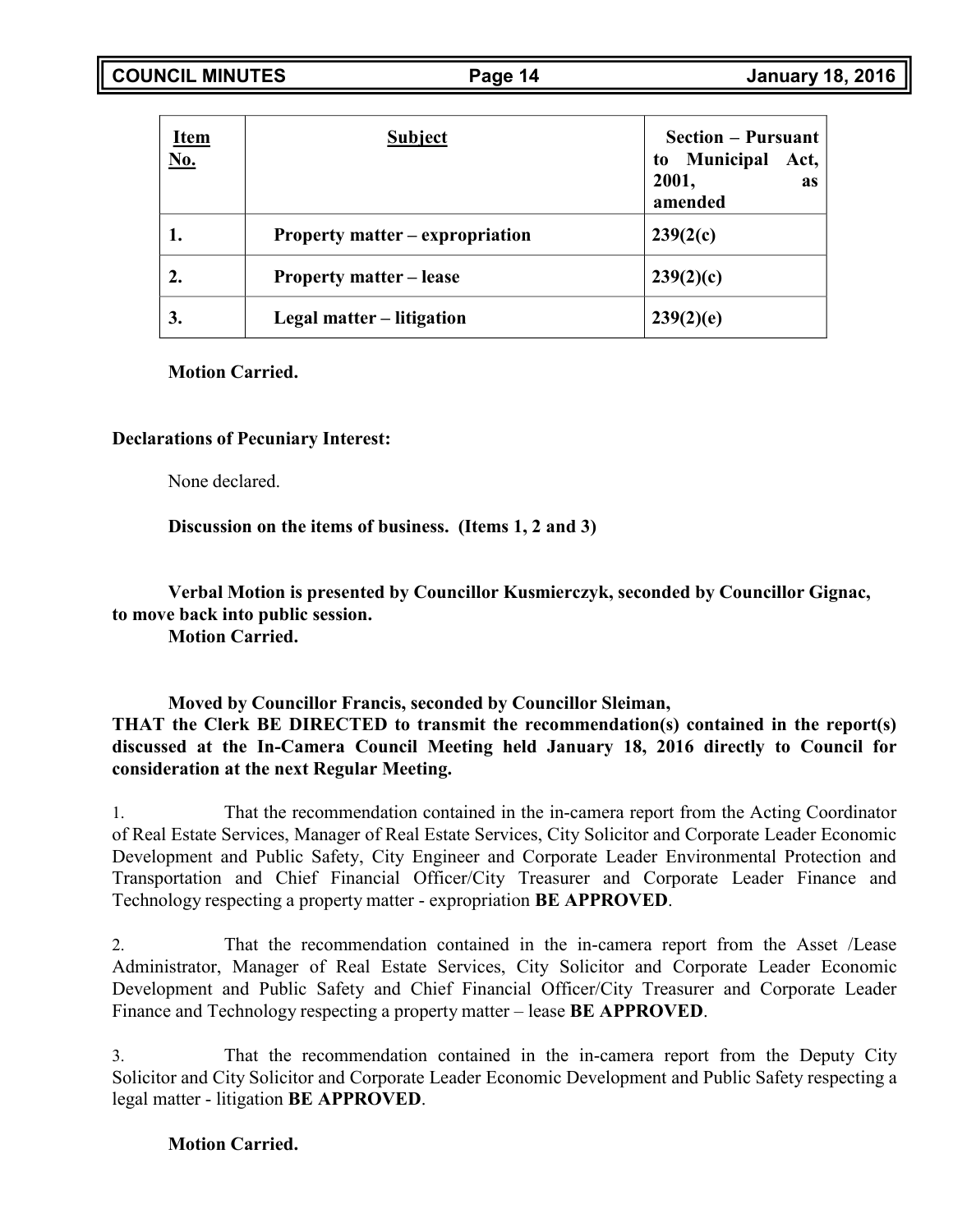| Item No. | Subject | Section – Pursuant to Municipal Act, 2001, as amended |
|---|---|---|
| 1. | Property matter – expropriation | 239(2(c) |
| 2. | Property matter – lease | 239(2)(c) |
| 3. | Legal matter – litigation | 239(2)(e) |

**Motion Carried.**

**Declarations of Pecuniary Interest:**

None declared.

**Discussion on the items of business. (Items 1, 2 and 3)**

**Verbal Motion is presented by Councillor Kusmierczyk, seconded by Councillor Gignac, to move back into public session.**
**Motion Carried.**

**Moved by Councillor Francis, seconded by Councillor Sleiman,**
**THAT the Clerk BE DIRECTED to transmit the recommendation(s) contained in the report(s) discussed at the In-Camera Council Meeting held January 18, 2016 directly to Council for consideration at the next Regular Meeting.**

1. That the recommendation contained in the in-camera report from the Acting Coordinator of Real Estate Services, Manager of Real Estate Services, City Solicitor and Corporate Leader Economic Development and Public Safety, City Engineer and Corporate Leader Environmental Protection and Transportation and Chief Financial Officer/City Treasurer and Corporate Leader Finance and Technology respecting a property matter - expropriation **BE APPROVED**.

2. That the recommendation contained in the in-camera report from the Asset /Lease Administrator, Manager of Real Estate Services, City Solicitor and Corporate Leader Economic Development and Public Safety and Chief Financial Officer/City Treasurer and Corporate Leader Finance and Technology respecting a property matter – lease **BE APPROVED**.

3. That the recommendation contained in the in-camera report from the Deputy City Solicitor and City Solicitor and Corporate Leader Economic Development and Public Safety respecting a legal matter - litigation **BE APPROVED**.

**Motion Carried.**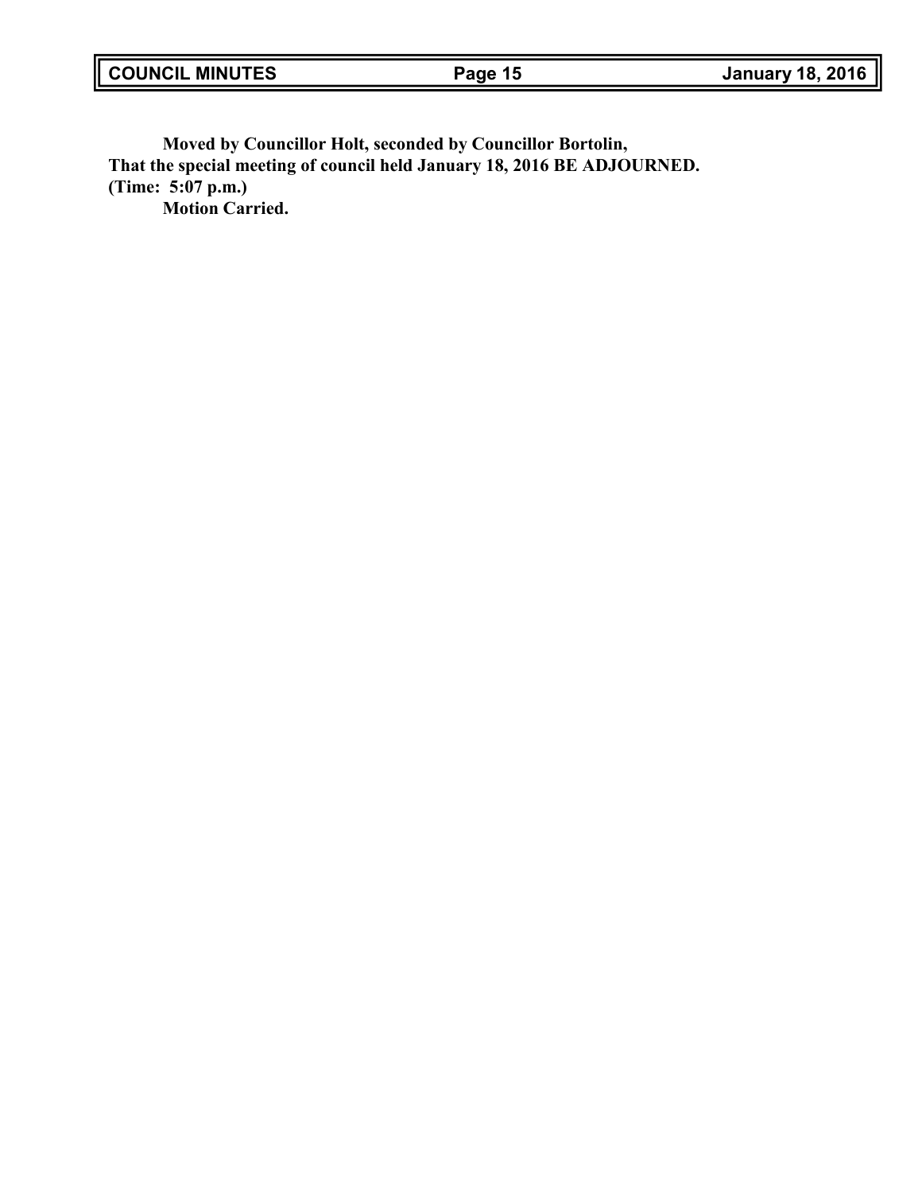**Moved by Councillor Holt, seconded by Councillor Bortolin,**
**That the special meeting of council held January 18, 2016 BE ADJOURNED.**
**(Time: 5:07 p.m.)**
**Motion Carried.**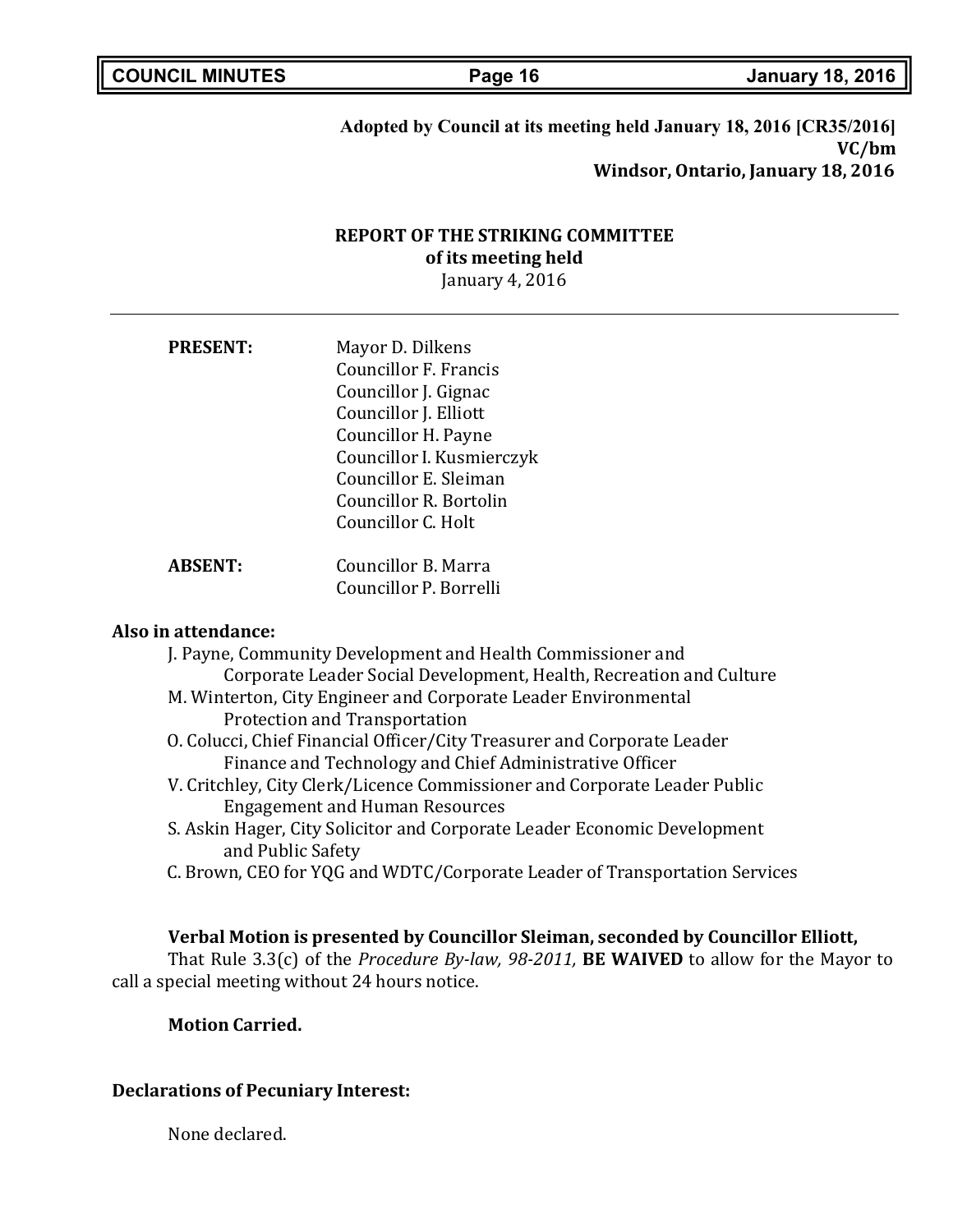**Adopted by Council at its meeting held January 18, 2016 [CR35/2016]**
**VC/bm**
**Windsor, Ontario, January 18, 2016**

## REPORT OF THE STRIKING COMMITTEE
### of its meeting held
January 4, 2016

---

**PRESENT:**
Mayor D. Dilkens
Councillor F. Francis
Councillor J. Gignac
Councillor J. Elliott
Councillor H. Payne
Councillor I. Kusmierczyk
Councillor E. Sleiman
Councillor R. Bortolin
Councillor C. Holt

**ABSENT:**
Councillor B. Marra
Councillor P. Borrelli

**Also in attendance:**

- J. Payne, Community Development and Health Commissioner and Corporate Leader Social Development, Health, Recreation and Culture
- M. Winterton, City Engineer and Corporate Leader Environmental Protection and Transportation
- O. Colucci, Chief Financial Officer/City Treasurer and Corporate Leader Finance and Technology and Chief Administrative Officer
- V. Critchley, City Clerk/Licence Commissioner and Corporate Leader Public Engagement and Human Resources
- S. Askin Hager, City Solicitor and Corporate Leader Economic Development and Public Safety
- C. Brown, CEO for YQG and WDTC/Corporate Leader of Transportation Services

**Verbal Motion is presented by Councillor Sleiman, seconded by Councillor Elliott,**
That Rule 3.3(c) of the *Procedure By-law, 98-2011,* **BE WAIVED** to allow for the Mayor to call a special meeting without 24 hours notice.

**Motion Carried.**

**Declarations of Pecuniary Interest:**

None declared.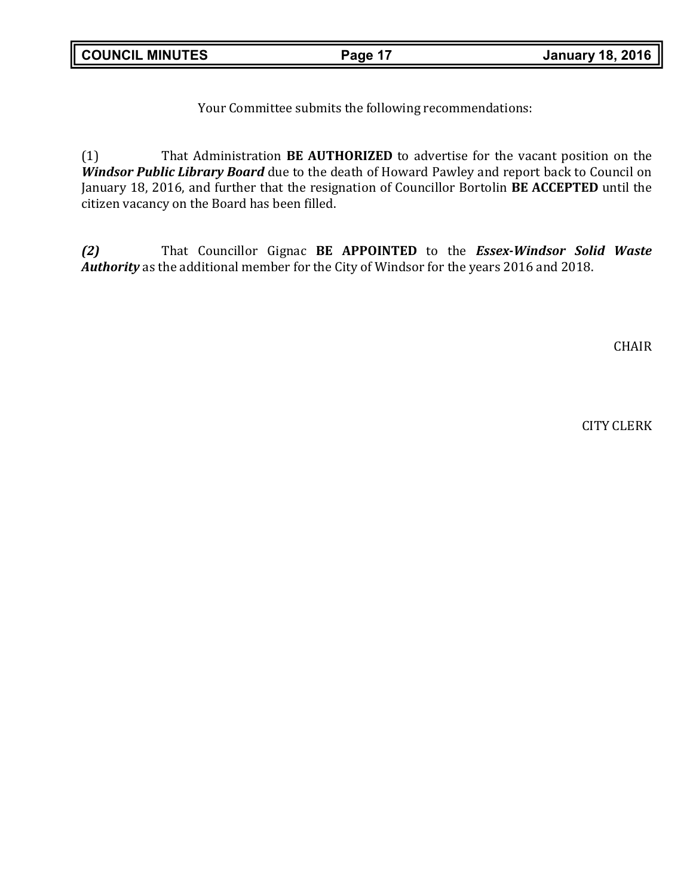Your Committee submits the following recommendations:

(1) That Administration **BE AUTHORIZED** to advertise for the vacant position on the ***Windsor Public Library Board*** due to the death of Howard Pawley and report back to Council on January 18, 2016, and further that the resignation of Councillor Bortolin **BE ACCEPTED** until the citizen vacancy on the Board has been filled.

***(2)*** That Councillor Gignac **BE APPOINTED** to the ***Essex-Windsor Solid Waste Authority*** as the additional member for the City of Windsor for the years 2016 and 2018.

CHAIR

CITY CLERK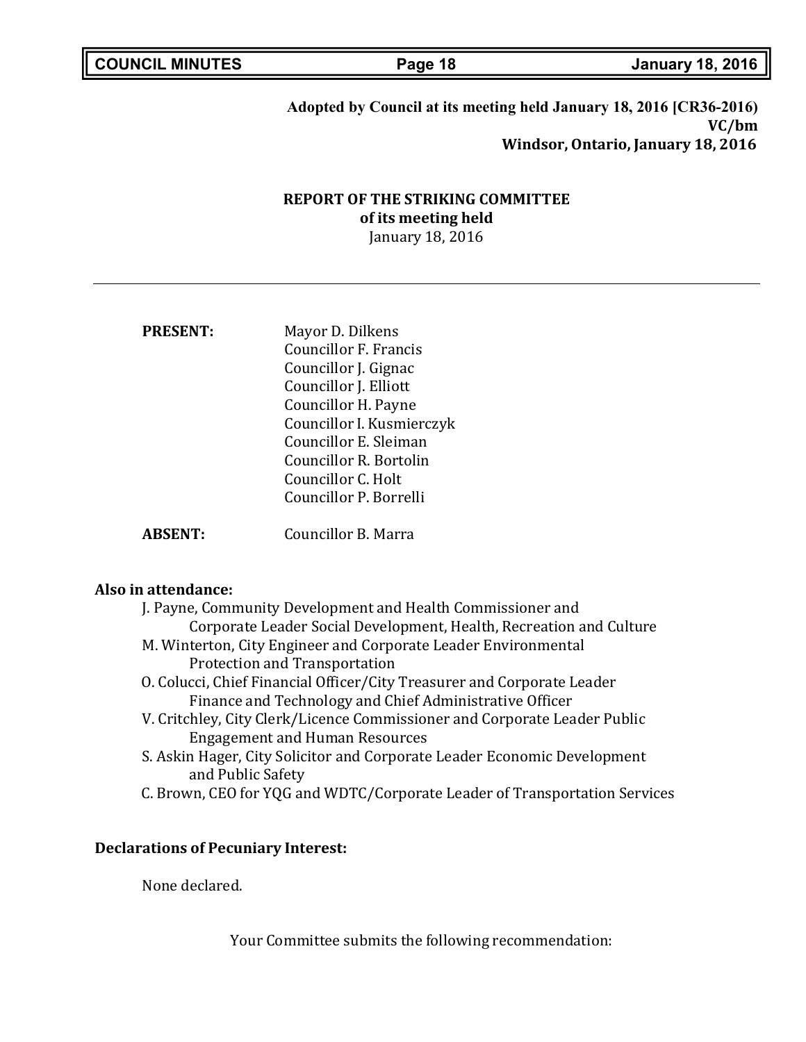**Adopted by Council at its meeting held January 18, 2016 [CR36-2016)**
**VC/bm**
**Windsor, Ontario, January 18, 2016**

## REPORT OF THE STRIKING COMMITTEE
**of its meeting held**
January 18, 2016

---

**PRESENT:**

Mayor D. Dilkens
Councillor F. Francis
Councillor J. Gignac
Councillor J. Elliott
Councillor H. Payne
Councillor I. Kusmierczyk
Councillor E. Sleiman
Councillor R. Bortolin
Councillor C. Holt
Councillor P. Borrelli

**ABSENT:**

Councillor B. Marra

**Also in attendance:**

J. Payne, Community Development and Health Commissioner and
Corporate Leader Social Development, Health, Recreation and Culture
M. Winterton, City Engineer and Corporate Leader Environmental
Protection and Transportation
O. Colucci, Chief Financial Officer/City Treasurer and Corporate Leader
Finance and Technology and Chief Administrative Officer
V. Critchley, City Clerk/Licence Commissioner and Corporate Leader Public
Engagement and Human Resources
S. Askin Hager, City Solicitor and Corporate Leader Economic Development
and Public Safety
C. Brown, CEO for YQG and WDTC/Corporate Leader of Transportation Services

**Declarations of Pecuniary Interest:**

None declared.

Your Committee submits the following recommendation: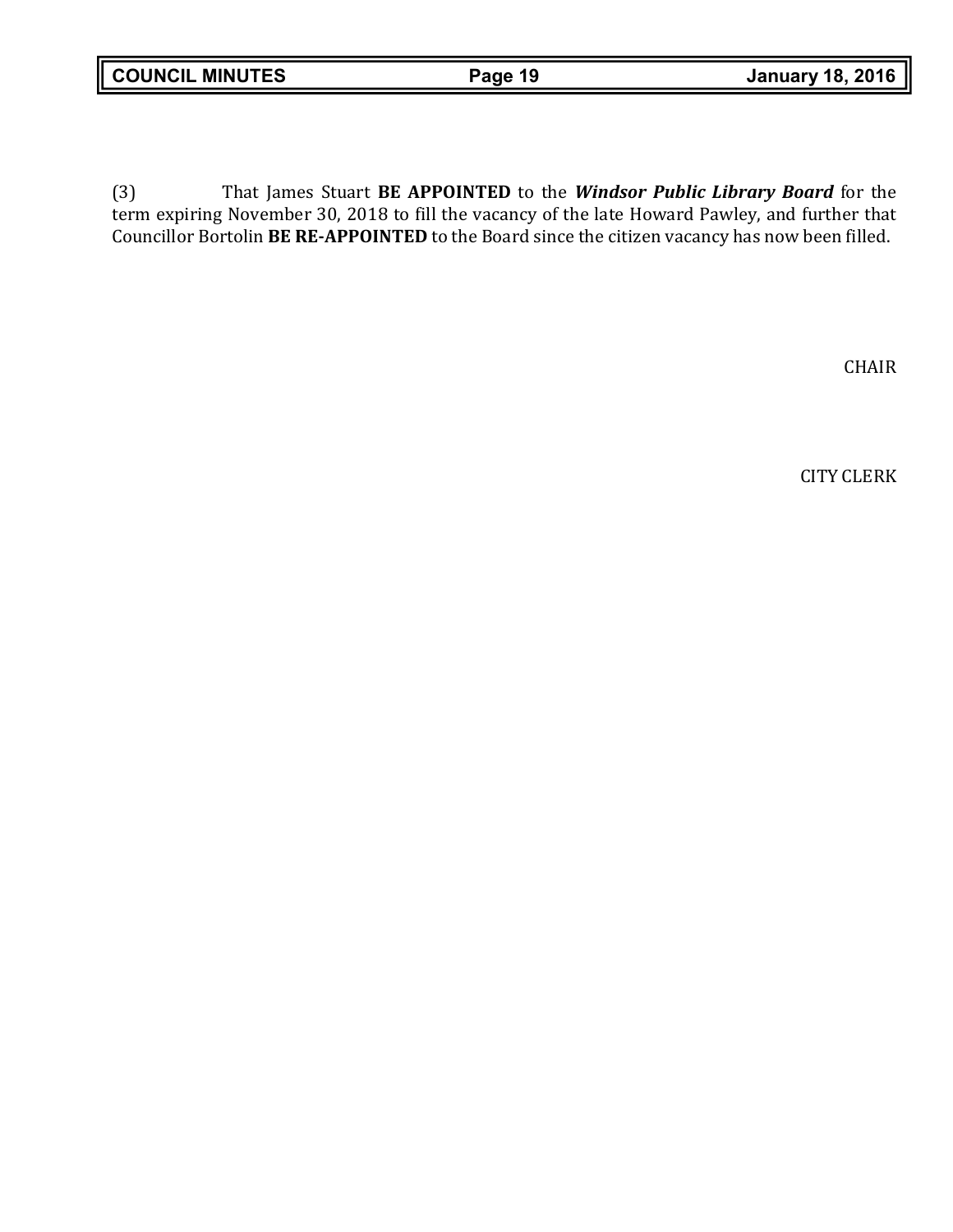(3) That James Stuart **BE APPOINTED** to the ***Windsor Public Library Board*** for the term expiring November 30, 2018 to fill the vacancy of the late Howard Pawley, and further that Councillor Bortolin **BE RE-APPOINTED** to the Board since the citizen vacancy has now been filled.

CHAIR

CITY CLERK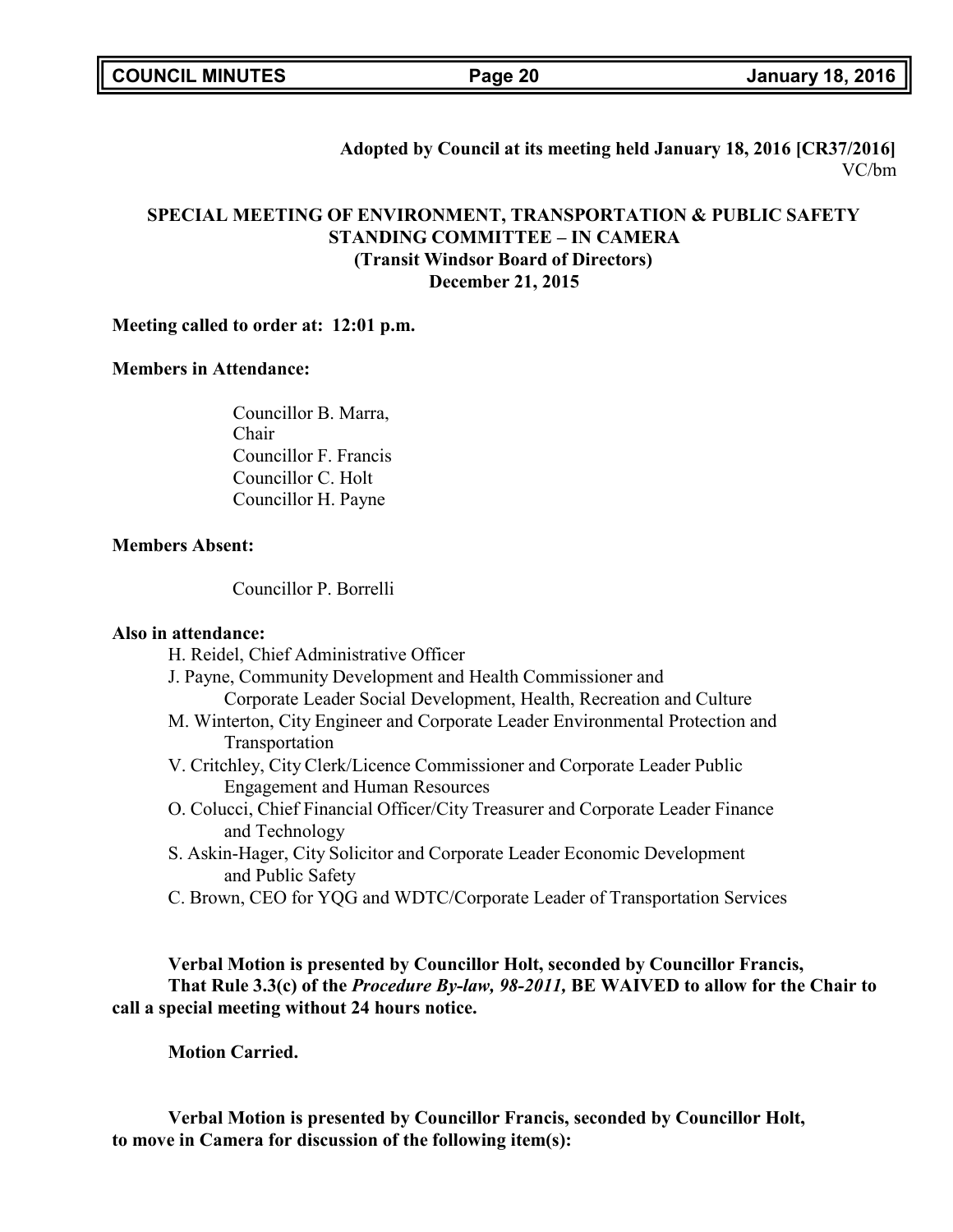**Adopted by Council at its meeting held January 18, 2016 [CR37/2016]**
VC/bm

## SPECIAL MEETING OF ENVIRONMENT, TRANSPORTATION & PUBLIC SAFETY STANDING COMMITTEE – IN CAMERA
### (Transit Windsor Board of Directors)
### December 21, 2015

**Meeting called to order at: 12:01 p.m.**

**Members in Attendance:**

Councillor B. Marra, Chair
Councillor F. Francis
Councillor C. Holt
Councillor H. Payne

**Members Absent:**

Councillor P. Borrelli

**Also in attendance:**

H. Reidel, Chief Administrative Officer
J. Payne, Community Development and Health Commissioner and Corporate Leader Social Development, Health, Recreation and Culture
M. Winterton, City Engineer and Corporate Leader Environmental Protection and Transportation
V. Critchley, City Clerk/Licence Commissioner and Corporate Leader Public Engagement and Human Resources
O. Colucci, Chief Financial Officer/City Treasurer and Corporate Leader Finance and Technology
S. Askin-Hager, City Solicitor and Corporate Leader Economic Development and Public Safety
C. Brown, CEO for YQG and WDTC/Corporate Leader of Transportation Services

**Verbal Motion is presented by Councillor Holt, seconded by Councillor Francis,**
**That Rule 3.3(c) of the *Procedure By-law, 98-2011,* BE WAIVED to allow for the Chair to call a special meeting without 24 hours notice.**

**Motion Carried.**

**Verbal Motion is presented by Councillor Francis, seconded by Councillor Holt, to move in Camera for discussion of the following item(s):**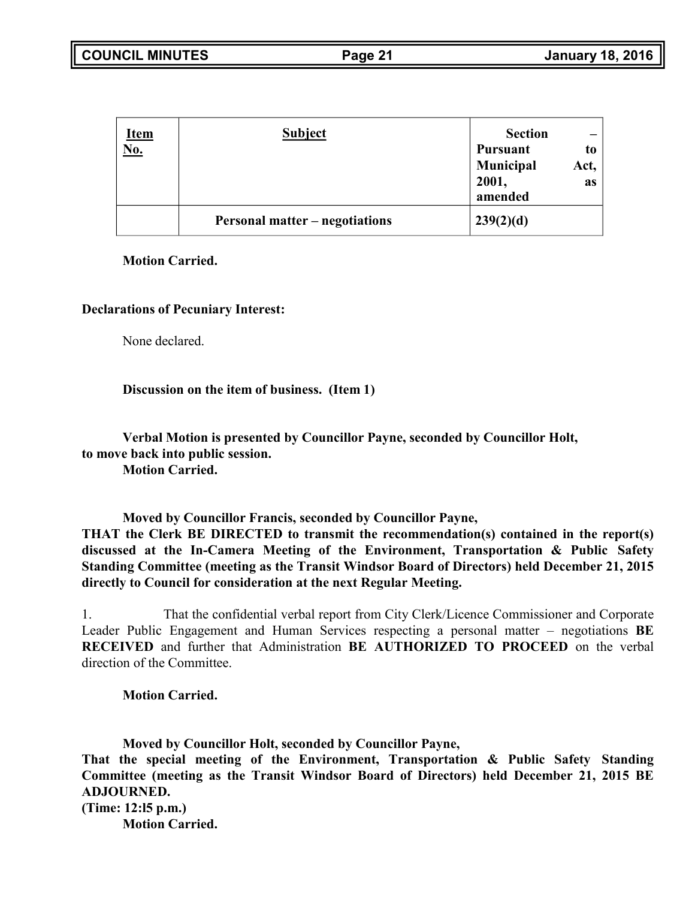| Item No. | Subject | Section – Pursuant to Municipal Act, 2001, as amended |
|---|---|---|
| | Personal matter – negotiations | 239(2)(d) |

**Motion Carried.**

**Declarations of Pecuniary Interest:**

None declared.

**Discussion on the item of business. (Item 1)**

**Verbal Motion is presented by Councillor Payne, seconded by Councillor Holt, to move back into public session.**
**Motion Carried.**

**Moved by Councillor Francis, seconded by Councillor Payne,**
**THAT the Clerk BE DIRECTED to transmit the recommendation(s) contained in the report(s) discussed at the In-Camera Meeting of the Environment, Transportation & Public Safety Standing Committee (meeting as the Transit Windsor Board of Directors) held December 21, 2015 directly to Council for consideration at the next Regular Meeting.**

1. That the confidential verbal report from City Clerk/Licence Commissioner and Corporate Leader Public Engagement and Human Services respecting a personal matter – negotiations **BE RECEIVED** and further that Administration **BE AUTHORIZED TO PROCEED** on the verbal direction of the Committee.

**Motion Carried.**

**Moved by Councillor Holt, seconded by Councillor Payne,**
**That the special meeting of the Environment, Transportation & Public Safety Standing Committee (meeting as the Transit Windsor Board of Directors) held December 21, 2015 BE ADJOURNED.**
**(Time: 12:l5 p.m.)**
**Motion Carried.**